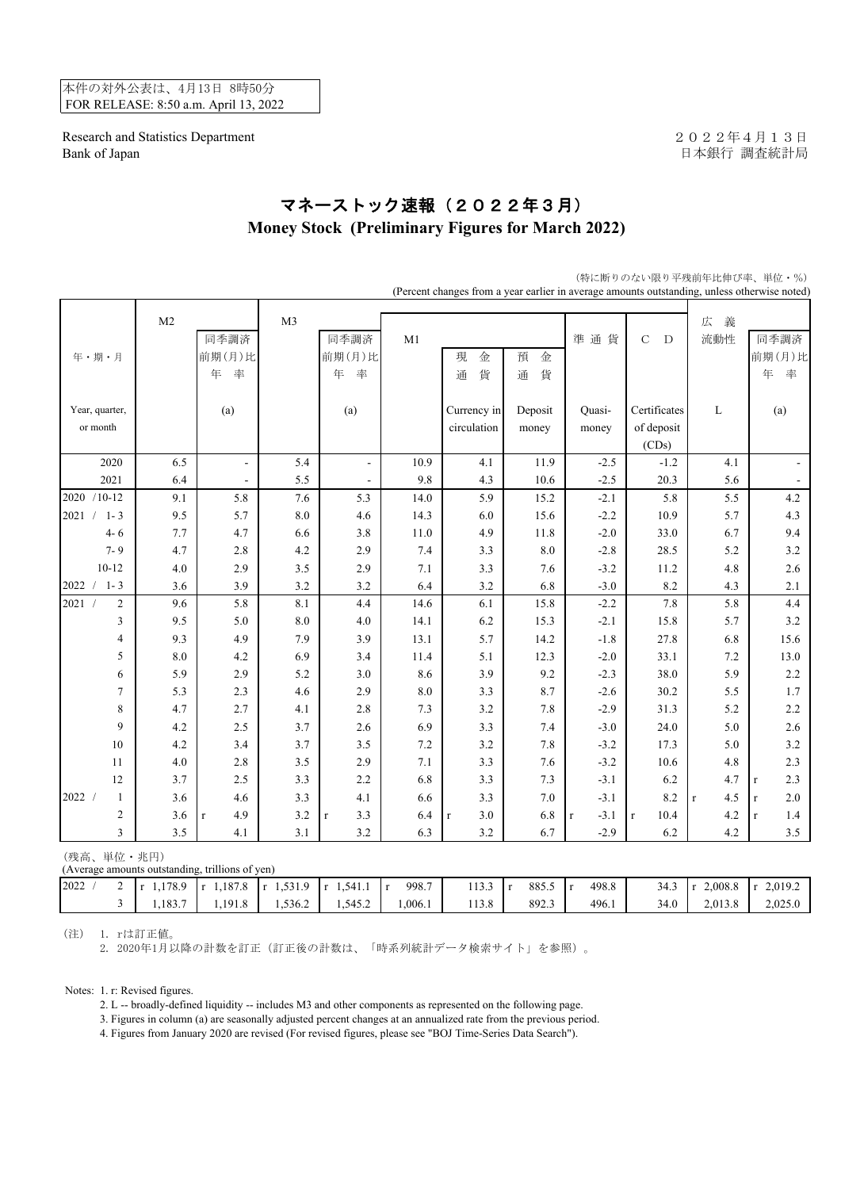本件の対外公表は、4月13日 8時50分
FOR RELEASE: 8:50 a.m. April 13, 2022

Research and Statistics Department
Bank of Japan

２０２２年４月１３日
日本銀行 調査統計局

# マネーストック速報（２０２２年３月）
## Money Stock (Preliminary Figures for March 2022)

（特に断りのない限り平残前年比伸び率、単位・％）
(Percent changes from a year earlier in average amounts outstanding, unless otherwise noted)

| 年・期・月 Year, quarter, or month | M2 | 同季調済前期(月)比年率 (a) | M3 | 同季調済前期(月)比年率 (a) | M1 | 現金通貨 Currency in circulation | 預金通貨 Deposit money | 準通貨 Quasi-money | C D Certificates of deposit (CDs) | 広義流動性 L | 同季調済前期(月)比年率 (a) |
|---|---|---|---|---|---|---|---|---|---|---|---|
| 2020 | 6.5 | - | 5.4 | - | 10.9 | 4.1 | 11.9 | -2.5 | -1.2 | 4.1 | - |
| 2021 | 6.4 | - | 5.5 | - | 9.8 | 4.3 | 10.6 | -2.5 | 20.3 | 5.6 | - |
| 2020 /10-12 | 9.1 | 5.8 | 7.6 | 5.3 | 14.0 | 5.9 | 15.2 | -2.1 | 5.8 | 5.5 | 4.2 |
| 2021 / 1- 3 | 9.5 | 5.7 | 8.0 | 4.6 | 14.3 | 6.0 | 15.6 | -2.2 | 10.9 | 5.7 | 4.3 |
| 4- 6 | 7.7 | 4.7 | 6.6 | 3.8 | 11.0 | 4.9 | 11.8 | -2.0 | 33.0 | 6.7 | 9.4 |
| 7- 9 | 4.7 | 2.8 | 4.2 | 2.9 | 7.4 | 3.3 | 8.0 | -2.8 | 28.5 | 5.2 | 3.2 |
| 10-12 | 4.0 | 2.9 | 3.5 | 2.9 | 7.1 | 3.3 | 7.6 | -3.2 | 11.2 | 4.8 | 2.6 |
| 2022 / 1- 3 | 3.6 | 3.9 | 3.2 | 3.2 | 6.4 | 3.2 | 6.8 | -3.0 | 8.2 | 4.3 | 2.1 |
| 2021 / 2 | 9.6 | 5.8 | 8.1 | 4.4 | 14.6 | 6.1 | 15.8 | -2.2 | 7.8 | 5.8 | 4.4 |
| 3 | 9.5 | 5.0 | 8.0 | 4.0 | 14.1 | 6.2 | 15.3 | -2.1 | 15.8 | 5.7 | 3.2 |
| 4 | 9.3 | 4.9 | 7.9 | 3.9 | 13.1 | 5.7 | 14.2 | -1.8 | 27.8 | 6.8 | 15.6 |
| 5 | 8.0 | 4.2 | 6.9 | 3.4 | 11.4 | 5.1 | 12.3 | -2.0 | 33.1 | 7.2 | 13.0 |
| 6 | 5.9 | 2.9 | 5.2 | 3.0 | 8.6 | 3.9 | 9.2 | -2.3 | 38.0 | 5.9 | 2.2 |
| 7 | 5.3 | 2.3 | 4.6 | 2.9 | 8.0 | 3.3 | 8.7 | -2.6 | 30.2 | 5.5 | 1.7 |
| 8 | 4.7 | 2.7 | 4.1 | 2.8 | 7.3 | 3.2 | 7.8 | -2.9 | 31.3 | 5.2 | 2.2 |
| 9 | 4.2 | 2.5 | 3.7 | 2.6 | 6.9 | 3.3 | 7.4 | -3.0 | 24.0 | 5.0 | 2.6 |
| 10 | 4.2 | 3.4 | 3.7 | 3.5 | 7.2 | 3.2 | 7.8 | -3.2 | 17.3 | 5.0 | 3.2 |
| 11 | 4.0 | 2.8 | 3.5 | 2.9 | 7.1 | 3.3 | 7.6 | -3.2 | 10.6 | 4.8 | 2.3 |
| 12 | 3.7 | 2.5 | 3.3 | 2.2 | 6.8 | 3.3 | 7.3 | -3.1 | 6.2 | 4.7 | r 2.3 |
| 2022 / 1 | 3.6 | 4.6 | 3.3 | 4.1 | 6.6 | 3.3 | 7.0 | -3.1 | 8.2 | r 4.5 | r 2.0 |
| 2 | 3.6 | r 4.9 | 3.2 | r 3.3 | 6.4 | r 3.0 | 6.8 | r -3.1 | r 10.4 | 4.2 | r 1.4 |
| 3 | 3.5 | 4.1 | 3.1 | 3.2 | 6.3 | 3.2 | 6.7 | -2.9 | 6.2 | 4.2 | 3.5 |

（残高、単位・兆円）
(Average amounts outstanding, trillions of yen)

| | M2 | 同季調済 | M3 | 同季調済 | M1 | 現金通貨 | 預金通貨 | 準通貨 | C D | 広義流動性 | 同季調済 |
|---|---|---|---|---|---|---|---|---|---|---|---|
| 2022 / 2 | r 1,178.9 | r 1,187.8 | r 1,531.9 | r 1,541.1 | r 998.7 | 113.3 | r 885.5 | r 498.8 | 34.3 | r 2,008.8 | r 2,019.2 |
| 3 | 1,183.7 | 1,191.8 | 1,536.2 | 1,545.2 | 1,006.1 | 113.8 | 892.3 | 496.1 | 34.0 | 2,013.8 | 2,025.0 |

（注） 1．rは訂正値。
　　　2．2020年1月以降の計数を訂正（訂正後の計数は、「時系列統計データ検索サイト」を参照）。

Notes: 1. r: Revised figures.
2. L -- broadly-defined liquidity -- includes M3 and other components as represented on the following page.
3. Figures in column (a) are seasonally adjusted percent changes at an annualized rate from the previous period.
4. Figures from January 2020 are revised (For revised figures, please see "BOJ Time-Series Data Search").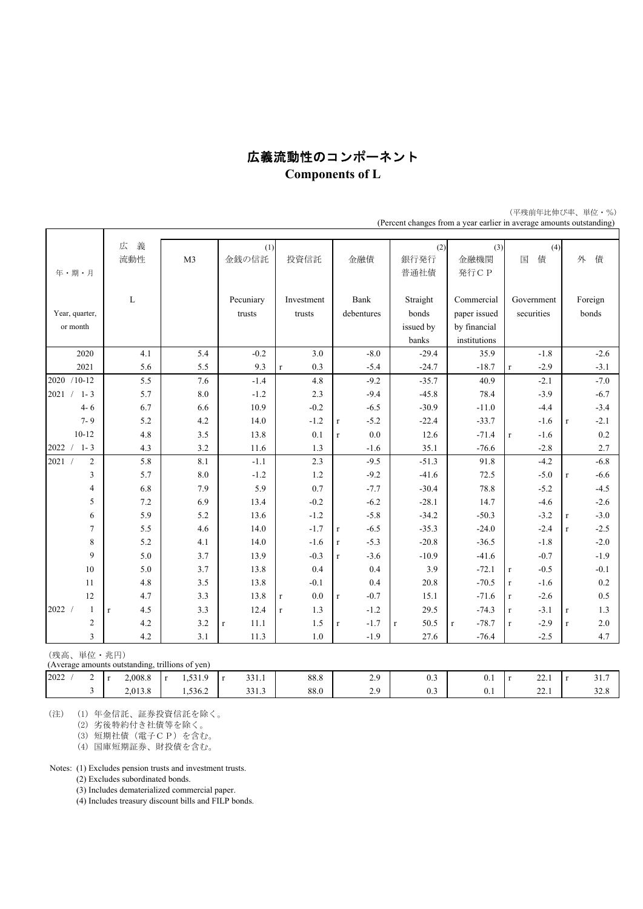# 広義流動性のコンポーネント

## Components of L

（平残前年比伸び率、単位・％）
(Percent changes from a year earlier in average amounts outstanding)

| 年・期・月<br>Year, quarter, or month | 広義流動性<br>L | M3 | 金銭の信託 (1)<br>Pecuniary trusts | 投資信託<br>Investment trusts | 金融債<br>Bank debentures | 銀行発行普通社債 (2)<br>Straight bonds issued by banks | 金融機関発行ＣＰ (3)<br>Commercial paper issued by financial institutions | 国債 (4)<br>Government securities | 外債<br>Foreign bonds |
|---|---|---|---|---|---|---|---|---|---|
| 2020 | 4.1 | 5.4 | -0.2 | 3.0 | -8.0 | -29.4 | 35.9 | -1.8 | -2.6 |
| 2021 | 5.6 | 5.5 | 9.3 | r 0.3 | -5.4 | -24.7 | -18.7 | r -2.9 | -3.1 |
| 2020 /10-12 | 5.5 | 7.6 | -1.4 | 4.8 | -9.2 | -35.7 | 40.9 | -2.1 | -7.0 |
| 2021 / 1- 3 | 5.7 | 8.0 | -1.2 | 2.3 | -9.4 | -45.8 | 78.4 | -3.9 | -6.7 |
| 4- 6 | 6.7 | 6.6 | 10.9 | -0.2 | -6.5 | -30.9 | -11.0 | -4.4 | -3.4 |
| 7- 9 | 5.2 | 4.2 | 14.0 | -1.2 | r -5.2 | -22.4 | -33.7 | -1.6 | r -2.1 |
| 10-12 | 4.8 | 3.5 | 13.8 | 0.1 | r 0.0 | 12.6 | -71.4 | r -1.6 | 0.2 |
| 2022 / 1- 3 | 4.3 | 3.2 | 11.6 | 1.3 | -1.6 | 35.1 | -76.6 | -2.8 | 2.7 |
| 2021 / 2 | 5.8 | 8.1 | -1.1 | 2.3 | -9.5 | -51.3 | 91.8 | -4.2 | -6.8 |
| 3 | 5.7 | 8.0 | -1.2 | 1.2 | -9.2 | -41.6 | 72.5 | -5.0 | r -6.6 |
| 4 | 6.8 | 7.9 | 5.9 | 0.7 | -7.7 | -30.4 | 78.8 | -5.2 | -4.5 |
| 5 | 7.2 | 6.9 | 13.4 | -0.2 | -6.2 | -28.1 | 14.7 | -4.6 | -2.6 |
| 6 | 5.9 | 5.2 | 13.6 | -1.2 | -5.8 | -34.2 | -50.3 | -3.2 | r -3.0 |
| 7 | 5.5 | 4.6 | 14.0 | -1.7 | r -6.5 | -35.3 | -24.0 | -2.4 | r -2.5 |
| 8 | 5.2 | 4.1 | 14.0 | -1.6 | r -5.3 | -20.8 | -36.5 | -1.8 | -2.0 |
| 9 | 5.0 | 3.7 | 13.9 | -0.3 | r -3.6 | -10.9 | -41.6 | -0.7 | -1.9 |
| 10 | 5.0 | 3.7 | 13.8 | 0.4 | 0.4 | 3.9 | -72.1 | r -0.5 | -0.1 |
| 11 | 4.8 | 3.5 | 13.8 | -0.1 | 0.4 | 20.8 | -70.5 | r -1.6 | 0.2 |
| 12 | 4.7 | 3.3 | 13.8 | r 0.0 | r -0.7 | 15.1 | -71.6 | r -2.6 | 0.5 |
| 2022 / 1 | r 4.5 | 3.3 | 12.4 | r 1.3 | -1.2 | 29.5 | -74.3 | r -3.1 | r 1.3 |
| 2 | 4.2 | 3.2 | r 11.1 | 1.5 | r -1.7 | r 50.5 | r -78.7 | r -2.9 | r 2.0 |
| 3 | 4.2 | 3.1 | 11.3 | 1.0 | -1.9 | 27.6 | -76.4 | -2.5 | 4.7 |

（残高、単位・兆円）
(Average amounts outstanding, trillions of yen)

| | | | | | | | | | |
|---|---|---|---|---|---|---|---|---|---|
| 2022 / 2 | r 2,008.8 | r 1,531.9 | r 331.1 | 88.8 | 2.9 | 0.3 | 0.1 | r 22.1 | r 31.7 |
| 3 | 2,013.8 | 1,536.2 | 331.3 | 88.0 | 2.9 | 0.3 | 0.1 | 22.1 | 32.8 |

（注） (1) 年金信託、証券投資信託を除く。
(2) 劣後特約付き社債等を除く。
(3) 短期社債（電子ＣＰ）を含む。
(4) 国庫短期証券、財投債を含む。

Notes: (1) Excludes pension trusts and investment trusts.
(2) Excludes subordinated bonds.
(3) Includes dematerialized commercial paper.
(4) Includes treasury discount bills and FILP bonds.